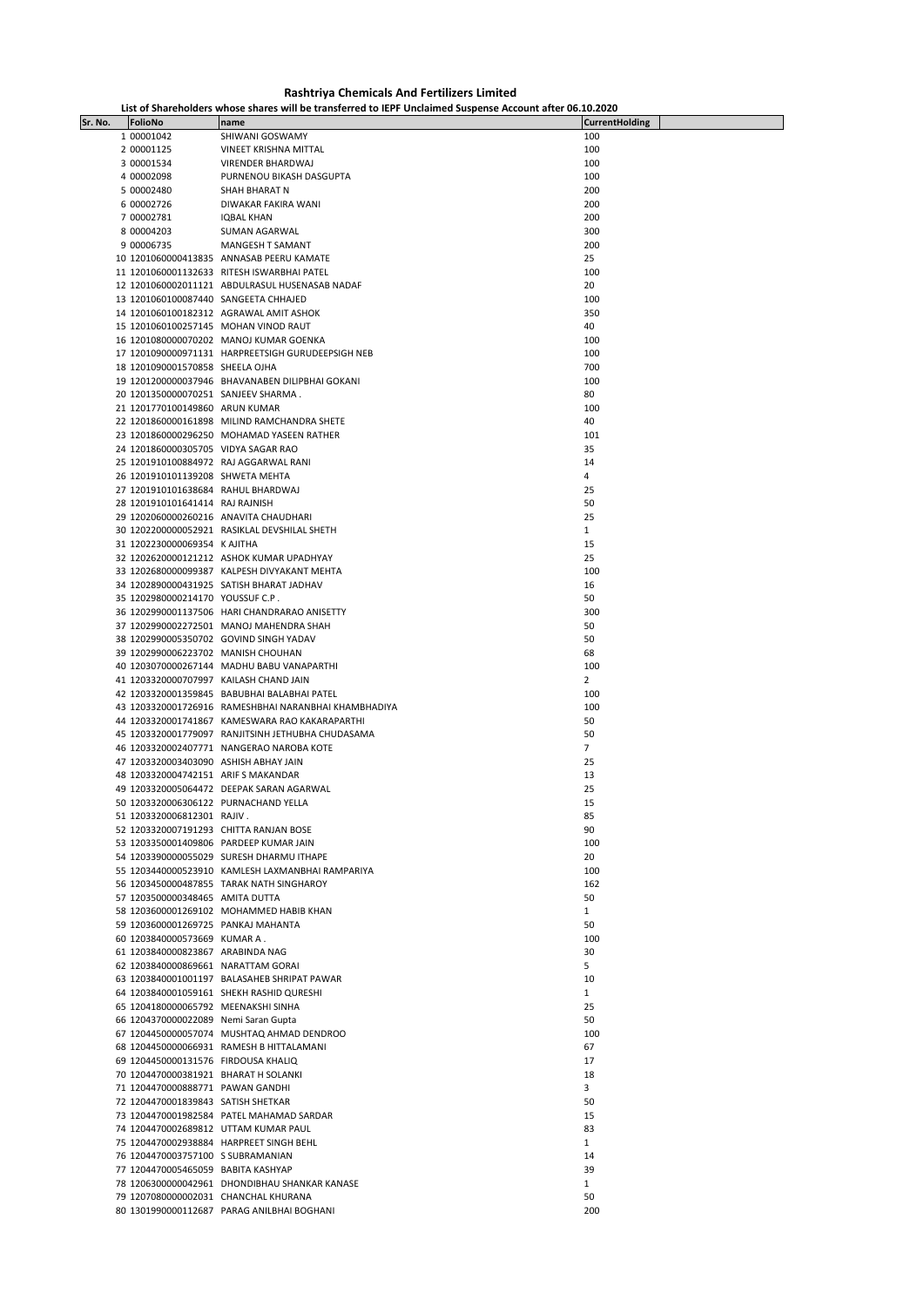# Rashtriya Chemicals And Fertilizers Limited

**List of Shareholders whose shares will be transferred to IEPF Unclaimed Suspense Account after 06.10.2020**

| Sr. No. | FolioNo | name | CurrentHolding |
|---|---|---|---|
| 1 | 00001042 | SHIWANI GOSWAMY | 100 |
| 2 | 00001125 | VINEET KRISHNA MITTAL | 100 |
| 3 | 00001534 | VIRENDER BHARDWAJ | 100 |
| 4 | 00002098 | PURNENOU BIKASH DASGUPTA | 100 |
| 5 | 00002480 | SHAH BHARAT N | 200 |
| 6 | 00002726 | DIWAKAR FAKIRA WANI | 200 |
| 7 | 00002781 | IQBAL KHAN | 200 |
| 8 | 00004203 | SUMAN AGARWAL | 300 |
| 9 | 00006735 | MANGESH T SAMANT | 200 |
| 10 | 1201060000413835 | ANNASAB PEERU KAMATE | 25 |
| 11 | 1201060001132633 | RITESH ISWARBHAI PATEL | 100 |
| 12 | 1201060002011121 | ABDULRASUL HUSENASAB NADAF | 20 |
| 13 | 1201060100087440 | SANGEETA CHHAJED | 100 |
| 14 | 1201060100182312 | AGRAWAL AMIT ASHOK | 350 |
| 15 | 1201060100257145 | MOHAN VINOD RAUT | 40 |
| 16 | 1201080000070202 | MANOJ KUMAR GOENKA | 100 |
| 17 | 1201090000971131 | HARPREETSIGH GURUDEEPSIGH NEB | 100 |
| 18 | 1201090001570858 | SHEELA OJHA | 700 |
| 19 | 1201200000037946 | BHAVANABEN DILIPBHAI GOKANI | 100 |
| 20 | 1201350000070251 | SANJEEV SHARMA . | 80 |
| 21 | 1201770100149860 | ARUN KUMAR | 100 |
| 22 | 1201860000161898 | MILIND RAMCHANDRA SHETE | 40 |
| 23 | 1201860000296250 | MOHAMAD YASEEN RATHER | 101 |
| 24 | 1201860000305705 | VIDYA SAGAR RAO | 35 |
| 25 | 1201910100884972 | RAJ AGGARWAL RANI | 14 |
| 26 | 1201910101139208 | SHWETA MEHTA | 4 |
| 27 | 1201910101638684 | RAHUL BHARDWAJ | 25 |
| 28 | 1201910101641414 | RAJ RAJNISH | 50 |
| 29 | 1202060000260216 | ANAVITA CHAUDHARI | 25 |
| 30 | 1202200000052921 | RASIKLAL DEVSHILAL SHETH | 1 |
| 31 | 1202230000069354 | K AJITHA | 15 |
| 32 | 1202620000121212 | ASHOK KUMAR UPADHYAY | 25 |
| 33 | 1202680000099387 | KALPESH DIVYAKANT MEHTA | 100 |
| 34 | 1202890000431925 | SATISH BHARAT JADHAV | 16 |
| 35 | 1202980000214170 | YOUSSUF C.P . | 50 |
| 36 | 1202990001137506 | HARI CHANDRARAO ANISETTY | 300 |
| 37 | 1202990002272501 | MANOJ MAHENDRA SHAH | 50 |
| 38 | 1202990005350702 | GOVIND SINGH YADAV | 50 |
| 39 | 1202990006223702 | MANISH CHOUHAN | 68 |
| 40 | 1203070000267144 | MADHU BABU VANAPARTHI | 100 |
| 41 | 1203320000707997 | KAILASH CHAND JAIN | 2 |
| 42 | 1203320001359845 | BABUBHAI BALABHAI PATEL | 100 |
| 43 | 1203320001726916 | RAMESHBHAI NARANBHAI KHAMBHADIYA | 100 |
| 44 | 1203320001741867 | KAMESWARA RAO KAKARAPARTHI | 50 |
| 45 | 1203320001779097 | RANJITSINH JETHUBHA CHUDASAMA | 50 |
| 46 | 1203320002407771 | NANGERAO NAROBA KOTE | 7 |
| 47 | 1203320003403090 | ASHISH ABHAY JAIN | 25 |
| 48 | 1203320004742151 | ARIF S MAKANDAR | 13 |
| 49 | 1203320005064472 | DEEPAK SARAN AGARWAL | 25 |
| 50 | 1203320006306122 | PURNACHAND YELLA | 15 |
| 51 | 1203320006812301 | RAJIV . | 85 |
| 52 | 1203320007191293 | CHITTA RANJAN BOSE | 90 |
| 53 | 1203350001409806 | PARDEEP KUMAR JAIN | 100 |
| 54 | 1203390000055029 | SURESH DHARMU ITHAPE | 20 |
| 55 | 1203440000523910 | KAMLESH LAXMANBHAI RAMPARIYA | 100 |
| 56 | 1203450000487855 | TARAK NATH SINGHAROY | 162 |
| 57 | 1203500000348465 | AMITA DUTTA | 50 |
| 58 | 1203600001269102 | MOHAMMED HABIB KHAN | 1 |
| 59 | 1203600001269725 | PANKAJ MAHANTA | 50 |
| 60 | 1203840000573669 | KUMAR A . | 100 |
| 61 | 1203840000823867 | ARABINDA NAG | 30 |
| 62 | 1203840000869661 | NARATTAM GORAI | 5 |
| 63 | 1203840001001197 | BALASAHEB SHRIPAT PAWAR | 10 |
| 64 | 1203840001059161 | SHEKH RASHID QURESHI | 1 |
| 65 | 1204180000065792 | MEENAKSHI SINHA | 25 |
| 66 | 1204370000022089 | Nemi Saran Gupta | 50 |
| 67 | 1204450000057074 | MUSHTAQ AHMAD DENDROO | 100 |
| 68 | 1204450000066931 | RAMESH B HITTALAMANI | 67 |
| 69 | 1204450000131576 | FIRDOUSA KHALIQ | 17 |
| 70 | 1204470000381921 | BHARAT H SOLANKI | 18 |
| 71 | 1204470000888771 | PAWAN GANDHI | 3 |
| 72 | 1204470001839843 | SATISH SHETKAR | 50 |
| 73 | 1204470001982584 | PATEL MAHAMAD SARDAR | 15 |
| 74 | 1204470002689812 | UTTAM KUMAR PAUL | 83 |
| 75 | 1204470002938884 | HARPREET SINGH BEHL | 1 |
| 76 | 1204470003757100 | S SUBRAMANIAN | 14 |
| 77 | 1204470005465059 | BABITA KASHYAP | 39 |
| 78 | 1206300000042961 | DHONDIBHAU SHANKAR KANASE | 1 |
| 79 | 1207080000002031 | CHANCHAL KHURANA | 50 |
| 80 | 1301990000112687 | PARAG ANILBHAI BOGHANI | 200 |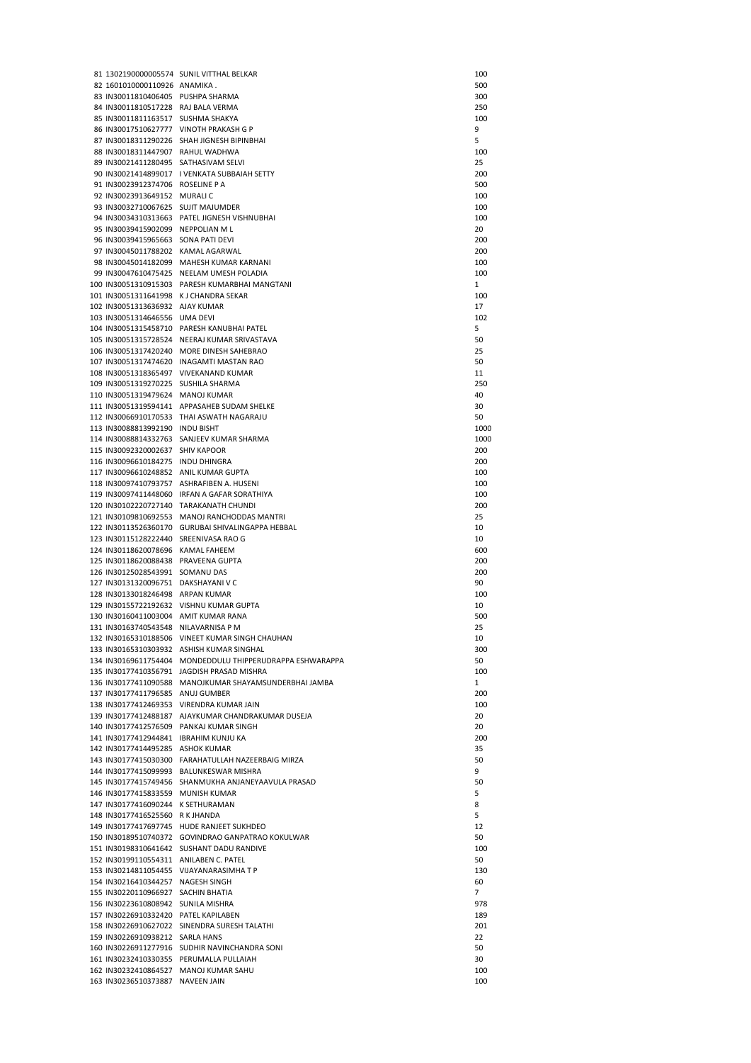| | | | |
|---|---|---|---|
| 81 | 1302190000005574 | SUNIL VITTHAL BELKAR | 100 |
| 82 | 1601010000110926 | ANAMIKA . | 500 |
| 83 | IN30011810406405 | PUSHPA SHARMA | 300 |
| 84 | IN30011810517228 | RAJ BALA VERMA | 250 |
| 85 | IN30011811163517 | SUSHMA SHAKYA | 100 |
| 86 | IN30017510627777 | VINOTH PRAKASH G P | 9 |
| 87 | IN30018311290226 | SHAH JIGNESH BIPINBHAI | 5 |
| 88 | IN30018311497907 | RAHUL WADHWA | 100 |
| 89 | IN30021411280495 | SATHASIVAM SELVI | 25 |
| 90 | IN30021414899017 | I VENKATA SUBBAIAH SETTY | 200 |
| 91 | IN30023912374706 | ROSELINE P A | 500 |
| 92 | IN30023913649152 | MURALI C | 100 |
| 93 | IN30032710067625 | SUJIT MAJUMDER | 100 |
| 94 | IN30034310313663 | PATEL JIGNESH VISHNUBHAI | 100 |
| 95 | IN30039415902099 | NEPPOLIAN M L | 20 |
| 96 | IN30039415965663 | SONA PATI DEVI | 200 |
| 97 | IN30045011788202 | KAMAL AGARWAL | 200 |
| 98 | IN30045014182099 | MAHESH KUMAR KARNANI | 100 |
| 99 | IN30047610475425 | NEELAM UMESH POLADIA | 100 |
| 100 | IN30051310915303 | PARESH KUMARBHAI MANGTANI | 1 |
| 101 | IN30051311641998 | K J CHANDRA SEKAR | 100 |
| 102 | IN30051313636932 | AJAY KUMAR | 17 |
| 103 | IN30051314646556 | UMA DEVI | 102 |
| 104 | IN30051315458710 | PARESH KANUBHAI PATEL | 5 |
| 105 | IN30051315728524 | NEERAJ KUMAR SRIVASTAVA | 50 |
| 106 | IN30051317420240 | MORE DINESH SAHEBRAO | 25 |
| 107 | IN30051317474620 | INAGAMTI MASTAN RAO | 50 |
| 108 | IN30051318365497 | VIVEKANAND KUMAR | 11 |
| 109 | IN30051319270225 | SUSHILA SHARMA | 250 |
| 110 | IN30051319479624 | MANOJ KUMAR | 40 |
| 111 | IN30051319594141 | APPASAHEB SUDAM SHELKE | 30 |
| 112 | IN30066910170533 | THAI ASWATH NAGARAJU | 50 |
| 113 | IN30088813992190 | INDU BISHT | 1000 |
| 114 | IN30088814332763 | SANJEEV KUMAR SHARMA | 1000 |
| 115 | IN30092320002637 | SHIV KAPOOR | 200 |
| 116 | IN30096610184275 | INDU DHINGRA | 200 |
| 117 | IN30096610248852 | ANIL KUMAR GUPTA | 100 |
| 118 | IN30097410793757 | ASHRAFIBEN A. HUSENI | 100 |
| 119 | IN30097411448060 | IRFAN A GAFAR SORATHIYA | 100 |
| 120 | IN30102220727140 | TARAKANATH CHUNDI | 200 |
| 121 | IN30109810692553 | MANOJ RANCHODDAS MANTRI | 25 |
| 122 | IN30113526360170 | GURUBAI SHIVALINGAPPA HEBBAL | 10 |
| 123 | IN30115128222440 | SREENIVASA RAO G | 10 |
| 124 | IN30118620078696 | KAMAL FAHEEM | 600 |
| 125 | IN30118620088438 | PRAVEENA GUPTA | 200 |
| 126 | IN30125028543991 | SOMANU DAS | 200 |
| 127 | IN30131320096751 | DAKSHAYANI V C | 90 |
| 128 | IN30133018246498 | ARPAN KUMAR | 100 |
| 129 | IN30155722192632 | VISHNU KUMAR GUPTA | 10 |
| 130 | IN30160411003004 | AMIT KUMAR RANA | 500 |
| 131 | IN30163740543548 | NILAVARNISA P M | 25 |
| 132 | IN30165310188506 | VINEET KUMAR SINGH CHAUHAN | 10 |
| 133 | IN30165310303932 | ASHISH KUMAR SINGHAL | 300 |
| 134 | IN30169611754404 | MONDEDDULU THIPPERUDRAPPA ESHWARAPPA | 50 |
| 135 | IN30177410356791 | JAGDISH PRASAD MISHRA | 100 |
| 136 | IN30177411090588 | MANOJKUMAR SHAYAMSUNDERBHAI JAMBA | 1 |
| 137 | IN30177411796585 | ANUJ GUMBER | 200 |
| 138 | IN30177412469353 | VIRENDRA KUMAR JAIN | 100 |
| 139 | IN30177412488187 | AJAYKUMAR CHANDRAKUMAR DUSEJA | 20 |
| 140 | IN30177412576509 | PANKAJ KUMAR SINGH | 20 |
| 141 | IN30177412944841 | IBRAHIM KUNJU KA | 200 |
| 142 | IN30177414495285 | ASHOK KUMAR | 35 |
| 143 | IN30177415030300 | FARAHATULLAH NAZEERBAIG MIRZA | 50 |
| 144 | IN30177415099993 | BALUNKESWAR MISHRA | 9 |
| 145 | IN30177415749456 | SHANMUKHA ANJANEYAAVULA PRASAD | 50 |
| 146 | IN30177415833559 | MUNISH KUMAR | 5 |
| 147 | IN30177416090244 | K SETHURAMAN | 8 |
| 148 | IN30177416525560 | R K JHANDA | 5 |
| 149 | IN30177417697745 | HUDE RANJEET SUKHDEO | 12 |
| 150 | IN30189510740372 | GOVINDRAO GANPATRAO KOKULWAR | 50 |
| 151 | IN30198310641642 | SUSHANT DADU RANDIVE | 100 |
| 152 | IN30199110554311 | ANILABEN C. PATEL | 50 |
| 153 | IN30214811054455 | VIJAYANARASIMHA T P | 130 |
| 154 | IN30216410344257 | NAGESH SINGH | 60 |
| 155 | IN30220110966927 | SACHIN BHATIA | 7 |
| 156 | IN30223610808942 | SUNILA MISHRA | 978 |
| 157 | IN30226910332420 | PATEL KAPILABEN | 189 |
| 158 | IN30226910627022 | SINENDRA SURESH TALATHI | 201 |
| 159 | IN30226910938212 | SARLA HANS | 22 |
| 160 | IN30226911277916 | SUDHIR NAVINCHANDRA SONI | 50 |
| 161 | IN30232410330355 | PERUMALLA PULLAIAH | 30 |
| 162 | IN30232410864527 | MANOJ KUMAR SAHU | 100 |
| 163 | IN30236510373887 | NAVEEN JAIN | 100 |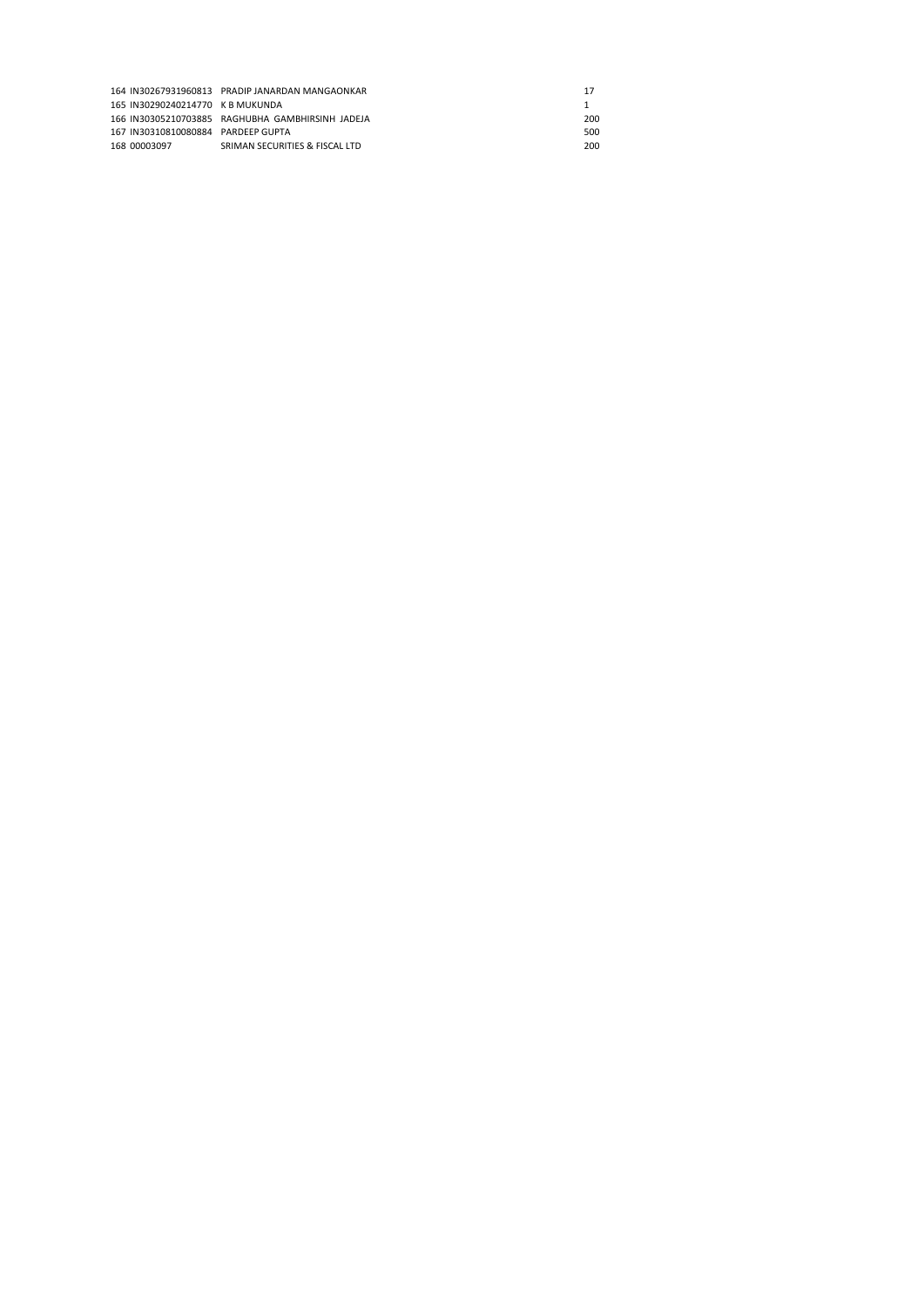| | | | |
|---|---|---|---|
| 164 | IN30267931960813 | PRADIP JANARDAN MANGAONKAR | 17 |
| 165 | IN30290240214770 | K B MUKUNDA | 1 |
| 166 | IN30305210703885 | RAGHUBHA GAMBHIRSINH JADEJA | 200 |
| 167 | IN30310810080884 | PARDEEP GUPTA | 500 |
| 168 | 00003097 | SRIMAN SECURITIES & FISCAL LTD | 200 |